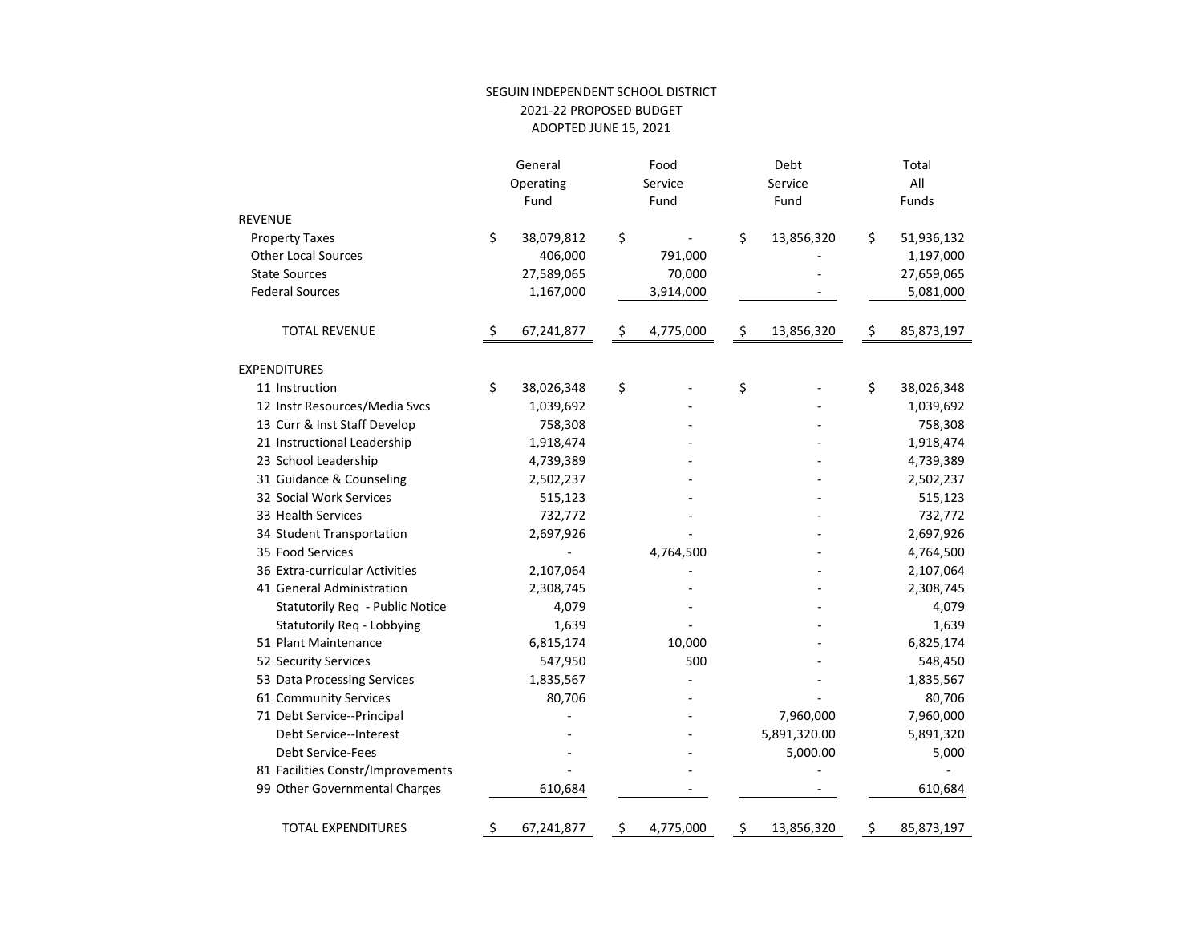# SEGUIN INDEPENDENT SCHOOL DISTRICT
## 2021-22 PROPOSED BUDGET
### ADOPTED JUNE 15, 2021

| | General Operating Fund | Food Service Fund | Debt Service Fund | Total All Funds |
|---|---|---|---|---|
| **REVENUE** | | | | |
| Property Taxes | $ 38,079,812 | $ - | $ 13,856,320 | $ 51,936,132 |
| Other Local Sources | 406,000 | 791,000 | - | 1,197,000 |
| State Sources | 27,589,065 | 70,000 | - | 27,659,065 |
| Federal Sources | 1,167,000 | 3,914,000 | - | 5,081,000 |
| TOTAL REVENUE | $ 67,241,877 | $ 4,775,000 | $ 13,856,320 | $ 85,873,197 |
| **EXPENDITURES** | | | | |
| 11 Instruction | $ 38,026,348 | $ - | $ - | $ 38,026,348 |
| 12 Instr Resources/Media Svcs | 1,039,692 | - | - | 1,039,692 |
| 13 Curr & Inst Staff Develop | 758,308 | - | - | 758,308 |
| 21 Instructional Leadership | 1,918,474 | - | - | 1,918,474 |
| 23 School Leadership | 4,739,389 | - | - | 4,739,389 |
| 31 Guidance & Counseling | 2,502,237 | - | - | 2,502,237 |
| 32 Social Work Services | 515,123 | - | - | 515,123 |
| 33 Health Services | 732,772 | - | - | 732,772 |
| 34 Student Transportation | 2,697,926 | - | - | 2,697,926 |
| 35 Food Services | - | 4,764,500 | - | 4,764,500 |
| 36 Extra-curricular Activities | 2,107,064 | - | - | 2,107,064 |
| 41 General Administration | 2,308,745 | - | - | 2,308,745 |
| Statutorily Req - Public Notice | 4,079 | - | - | 4,079 |
| Statutorily Req - Lobbying | 1,639 | - | - | 1,639 |
| 51 Plant Maintenance | 6,815,174 | 10,000 | - | 6,825,174 |
| 52 Security Services | 547,950 | 500 | - | 548,450 |
| 53 Data Processing Services | 1,835,567 | - | - | 1,835,567 |
| 61 Community Services | 80,706 | - | - | 80,706 |
| 71 Debt Service--Principal | - | - | 7,960,000 | 7,960,000 |
| Debt Service--Interest | - | - | 5,891,320.00 | 5,891,320 |
| Debt Service-Fees | - | - | 5,000.00 | 5,000 |
| 81 Facilities Constr/Improvements | - | - | - | - |
| 99 Other Governmental Charges | 610,684 | - | - | 610,684 |
| TOTAL EXPENDITURES | $ 67,241,877 | $ 4,775,000 | $ 13,856,320 | $ 85,873,197 |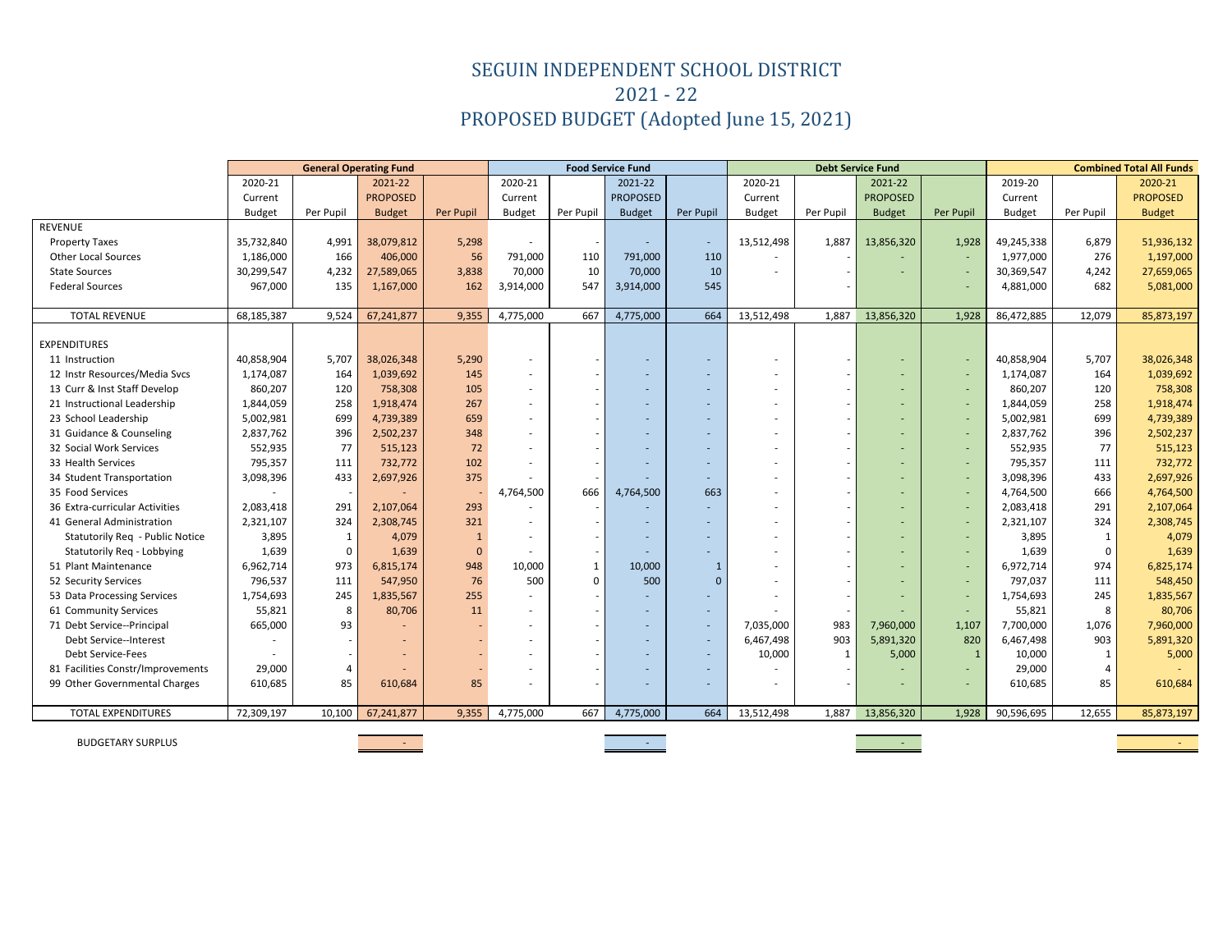# SEGUIN INDEPENDENT SCHOOL DISTRICT

# 2021 - 22

# PROPOSED BUDGET (Adopted June 15, 2021)

| | General Operating Fund | | | | Food Service Fund | | | | Debt Service Fund | | | | Combined Total All Funds | | |
|---|---|---|---|---|---|---|---|---|---|---|---|---|---|---|---|
| | 2020-21 Current Budget | Per Pupil | 2021-22 PROPOSED Budget | Per Pupil | 2020-21 Current Budget | Per Pupil | 2021-22 PROPOSED Budget | Per Pupil | 2020-21 Current Budget | Per Pupil | 2021-22 PROPOSED Budget | Per Pupil | 2019-20 Current Budget | Per Pupil | 2020-21 PROPOSED Budget |
| REVENUE | | | | | | | | | | | | | | | |
| Property Taxes | 35,732,840 | 4,991 | 38,079,812 | 5,298 | - | - | - | - | 13,512,498 | 1,887 | 13,856,320 | 1,928 | 49,245,338 | 6,879 | 51,936,132 |
| Other Local Sources | 1,186,000 | 166 | 406,000 | 56 | 791,000 | 110 | 791,000 | 110 | - | - | - | - | 1,977,000 | 276 | 1,197,000 |
| State Sources | 30,299,547 | 4,232 | 27,589,065 | 3,838 | 70,000 | 10 | 70,000 | 10 | - | - | - | - | 30,369,547 | 4,242 | 27,659,065 |
| Federal Sources | 967,000 | 135 | 1,167,000 | 162 | 3,914,000 | 547 | 3,914,000 | 545 | | - | | - | 4,881,000 | 682 | 5,081,000 |
| TOTAL REVENUE | 68,185,387 | 9,524 | 67,241,877 | 9,355 | 4,775,000 | 667 | 4,775,000 | 664 | 13,512,498 | 1,887 | 13,856,320 | 1,928 | 86,472,885 | 12,079 | 85,873,197 |
| EXPENDITURES | | | | | | | | | | | | | | | |
| 11 Instruction | 40,858,904 | 5,707 | 38,026,348 | 5,290 | - | - | - | - | - | - | - | - | 40,858,904 | 5,707 | 38,026,348 |
| 12 Instr Resources/Media Svcs | 1,174,087 | 164 | 1,039,692 | 145 | - | - | - | - | - | - | - | - | 1,174,087 | 164 | 1,039,692 |
| 13 Curr & Inst Staff Develop | 860,207 | 120 | 758,308 | 105 | - | - | - | - | - | - | - | - | 860,207 | 120 | 758,308 |
| 21 Instructional Leadership | 1,844,059 | 258 | 1,918,474 | 267 | - | - | - | - | - | - | - | - | 1,844,059 | 258 | 1,918,474 |
| 23 School Leadership | 5,002,981 | 699 | 4,739,389 | 659 | - | - | - | - | - | - | - | - | 5,002,981 | 699 | 4,739,389 |
| 31 Guidance & Counseling | 2,837,762 | 396 | 2,502,237 | 348 | - | - | - | - | - | - | - | - | 2,837,762 | 396 | 2,502,237 |
| 32 Social Work Services | 552,935 | 77 | 515,123 | 72 | - | - | - | - | - | - | - | - | 552,935 | 77 | 515,123 |
| 33 Health Services | 795,357 | 111 | 732,772 | 102 | - | - | - | - | - | - | - | - | 795,357 | 111 | 732,772 |
| 34 Student Transportation | 3,098,396 | 433 | 2,697,926 | 375 | - | - | - | - | - | - | - | - | 3,098,396 | 433 | 2,697,926 |
| 35 Food Services | - | - | - | - | 4,764,500 | 666 | 4,764,500 | 663 | - | - | - | - | 4,764,500 | 666 | 4,764,500 |
| 36 Extra-curricular Activities | 2,083,418 | 291 | 2,107,064 | 293 | - | - | - | - | - | - | - | - | 2,083,418 | 291 | 2,107,064 |
| 41 General Administration | 2,321,107 | 324 | 2,308,745 | 321 | - | - | - | - | - | - | - | - | 2,321,107 | 324 | 2,308,745 |
| Statutorily Req - Public Notice | 3,895 | 1 | 4,079 | 1 | - | - | - | - | - | - | - | - | 3,895 | 1 | 4,079 |
| Statutorily Req - Lobbying | 1,639 | 0 | 1,639 | 0 | - | - | - | - | - | - | - | - | 1,639 | 0 | 1,639 |
| 51 Plant Maintenance | 6,962,714 | 973 | 6,815,174 | 948 | 10,000 | 1 | 10,000 | 1 | - | - | - | - | 6,972,714 | 974 | 6,825,174 |
| 52 Security Services | 796,537 | 111 | 547,950 | 76 | 500 | 0 | 500 | 0 | - | - | - | - | 797,037 | 111 | 548,450 |
| 53 Data Processing Services | 1,754,693 | 245 | 1,835,567 | 255 | - | - | - | - | - | - | - | - | 1,754,693 | 245 | 1,835,567 |
| 61 Community Services | 55,821 | 8 | 80,706 | 11 | - | - | - | - | - | - | - | - | 55,821 | 8 | 80,706 |
| 71 Debt Service--Principal | 665,000 | 93 | - | - | - | - | - | - | 7,035,000 | 983 | 7,960,000 | 1,107 | 7,700,000 | 1,076 | 7,960,000 |
| Debt Service--Interest | - | - | - | - | - | - | - | - | 6,467,498 | 903 | 5,891,320 | 820 | 6,467,498 | 903 | 5,891,320 |
| Debt Service-Fees | - | - | - | - | - | - | - | - | 10,000 | 1 | 5,000 | 1 | 10,000 | 1 | 5,000 |
| 81 Facilities Constr/Improvements | 29,000 | 4 | - | - | - | - | - | - | - | - | - | - | 29,000 | 4 | - |
| 99 Other Governmental Charges | 610,685 | 85 | 610,684 | 85 | - | - | - | - | - | - | - | - | 610,685 | 85 | 610,684 |
| TOTAL EXPENDITURES | 72,309,197 | 10,100 | 67,241,877 | 9,355 | 4,775,000 | 667 | 4,775,000 | 664 | 13,512,498 | 1,887 | 13,856,320 | 1,928 | 90,596,695 | 12,655 | 85,873,197 |
| BUDGETARY SURPLUS | | | - | | | | - | | | | - | | | | - |